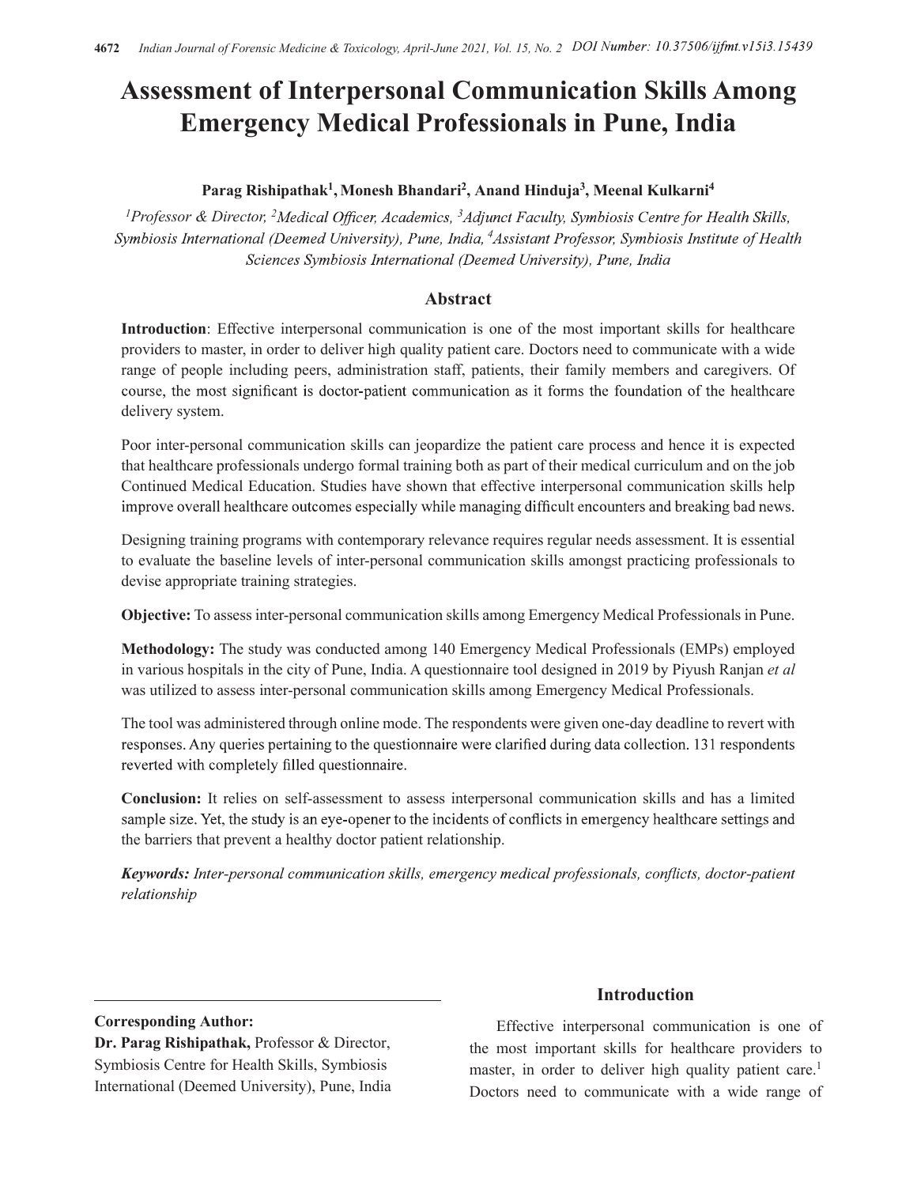# Assessment of Interpersonal Communication Skills Among Emergency Medical Professionals in Pune, India

**Parag Rishipathak[1], Monesh Bhandari[2], Anand Hinduja[3], Meenal Kulkarni[4]**

*[1]Professor & Director, [2]Medical Officer, Academics, [3]Adjunct Faculty, Symbiosis Centre for Health Skills, Symbiosis International (Deemed University), Pune, India, [4]Assistant Professor, Symbiosis Institute of Health Sciences Symbiosis International (Deemed University), Pune, India*

## Abstract

**Introduction**: Effective interpersonal communication is one of the most important skills for healthcare providers to master, in order to deliver high quality patient care. Doctors need to communicate with a wide range of people including peers, administration staff, patients, their family members and caregivers. Of course, the most significant is doctor-patient communication as it forms the foundation of the healthcare delivery system.

Poor inter-personal communication skills can jeopardize the patient care process and hence it is expected that healthcare professionals undergo formal training both as part of their medical curriculum and on the job Continued Medical Education. Studies have shown that effective interpersonal communication skills help improve overall healthcare outcomes especially while managing difficult encounters and breaking bad news.

Designing training programs with contemporary relevance requires regular needs assessment. It is essential to evaluate the baseline levels of inter-personal communication skills amongst practicing professionals to devise appropriate training strategies.

**Objective:** To assess inter-personal communication skills among Emergency Medical Professionals in Pune.

**Methodology:** The study was conducted among 140 Emergency Medical Professionals (EMPs) employed in various hospitals in the city of Pune, India. A questionnaire tool designed in 2019 by Piyush Ranjan *et al* was utilized to assess inter-personal communication skills among Emergency Medical Professionals.

The tool was administered through online mode. The respondents were given one-day deadline to revert with responses. Any queries pertaining to the questionnaire were clarified during data collection. 131 respondents reverted with completely filled questionnaire.

**Conclusion:** It relies on self-assessment to assess interpersonal communication skills and has a limited sample size. Yet, the study is an eye-opener to the incidents of conflicts in emergency healthcare settings and the barriers that prevent a healthy doctor patient relationship.

***Keywords:*** *Inter-personal communication skills, emergency medical professionals, conflicts, doctor-patient relationship*

**Corresponding Author:**
**Dr. Parag Rishipathak,** Professor & Director, Symbiosis Centre for Health Skills, Symbiosis International (Deemed University), Pune, India

## Introduction

Effective interpersonal communication is one of the most important skills for healthcare providers to master, in order to deliver high quality patient care.[1] Doctors need to communicate with a wide range of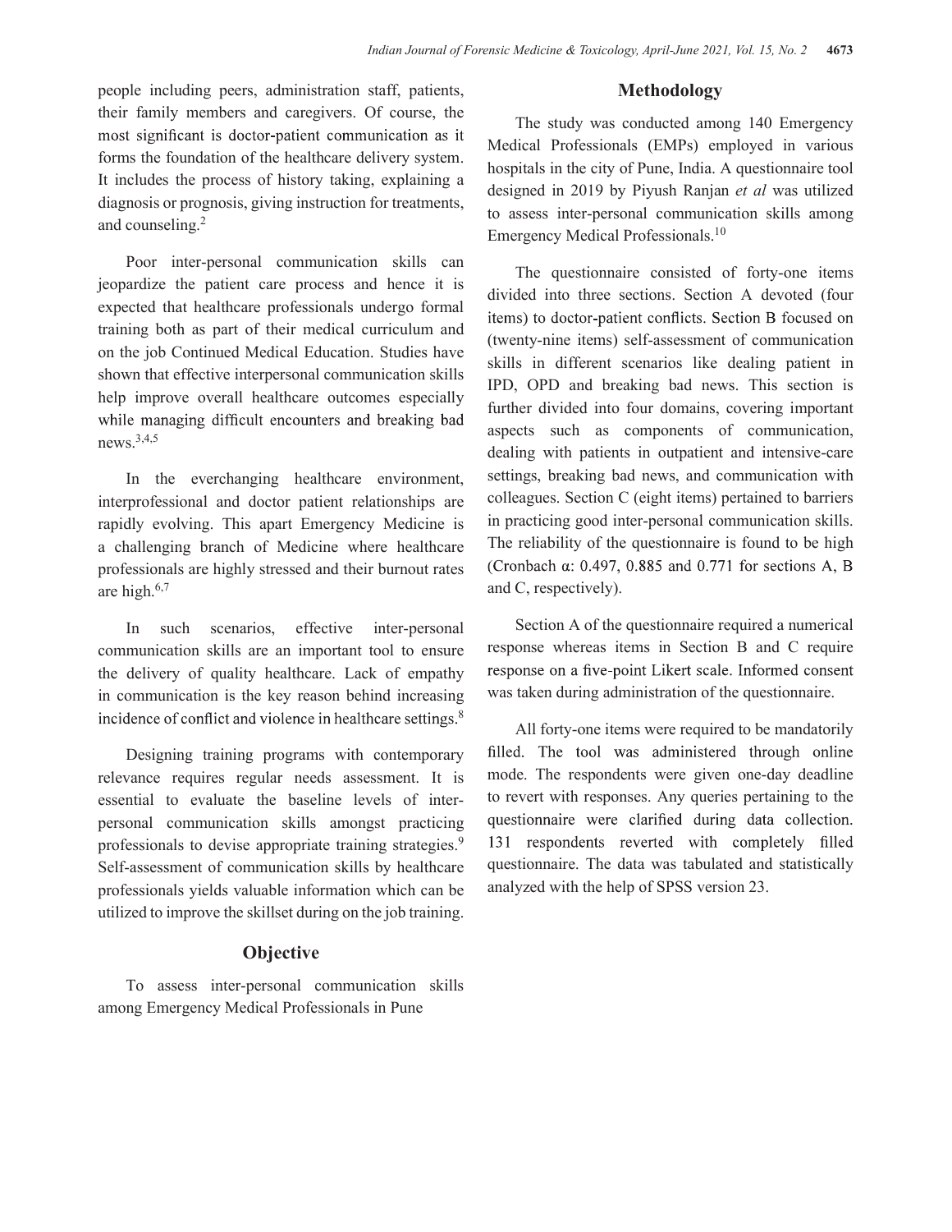people including peers, administration staff, patients, their family members and caregivers. Of course, the most significant is doctor-patient communication as it forms the foundation of the healthcare delivery system. It includes the process of history taking, explaining a diagnosis or prognosis, giving instruction for treatments, and counseling.[2]

Poor inter-personal communication skills can jeopardize the patient care process and hence it is expected that healthcare professionals undergo formal training both as part of their medical curriculum and on the job Continued Medical Education. Studies have shown that effective interpersonal communication skills help improve overall healthcare outcomes especially while managing difficult encounters and breaking bad news.[3,4,5]

In the everchanging healthcare environment, interprofessional and doctor patient relationships are rapidly evolving. This apart Emergency Medicine is a challenging branch of Medicine where healthcare professionals are highly stressed and their burnout rates are high.[6,7]

In such scenarios, effective inter-personal communication skills are an important tool to ensure the delivery of quality healthcare. Lack of empathy in communication is the key reason behind increasing incidence of conflict and violence in healthcare settings.[8]

Designing training programs with contemporary relevance requires regular needs assessment. It is essential to evaluate the baseline levels of inter-personal communication skills amongst practicing professionals to devise appropriate training strategies.[9] Self-assessment of communication skills by healthcare professionals yields valuable information which can be utilized to improve the skillset during on the job training.

## Objective

To assess inter-personal communication skills among Emergency Medical Professionals in Pune

## Methodology

The study was conducted among 140 Emergency Medical Professionals (EMPs) employed in various hospitals in the city of Pune, India. A questionnaire tool designed in 2019 by Piyush Ranjan *et al* was utilized to assess inter-personal communication skills among Emergency Medical Professionals.[10]

The questionnaire consisted of forty-one items divided into three sections. Section A devoted (four items) to doctor-patient conflicts. Section B focused on (twenty-nine items) self-assessment of communication skills in different scenarios like dealing patient in IPD, OPD and breaking bad news. This section is further divided into four domains, covering important aspects such as components of communication, dealing with patients in outpatient and intensive-care settings, breaking bad news, and communication with colleagues. Section C (eight items) pertained to barriers in practicing good inter-personal communication skills. The reliability of the questionnaire is found to be high (Cronbach α: 0.497, 0.885 and 0.771 for sections A, B and C, respectively).

Section A of the questionnaire required a numerical response whereas items in Section B and C require response on a five-point Likert scale. Informed consent was taken during administration of the questionnaire.

All forty-one items were required to be mandatorily filled. The tool was administered through online mode. The respondents were given one-day deadline to revert with responses. Any queries pertaining to the questionnaire were clarified during data collection. 131 respondents reverted with completely filled questionnaire. The data was tabulated and statistically analyzed with the help of SPSS version 23.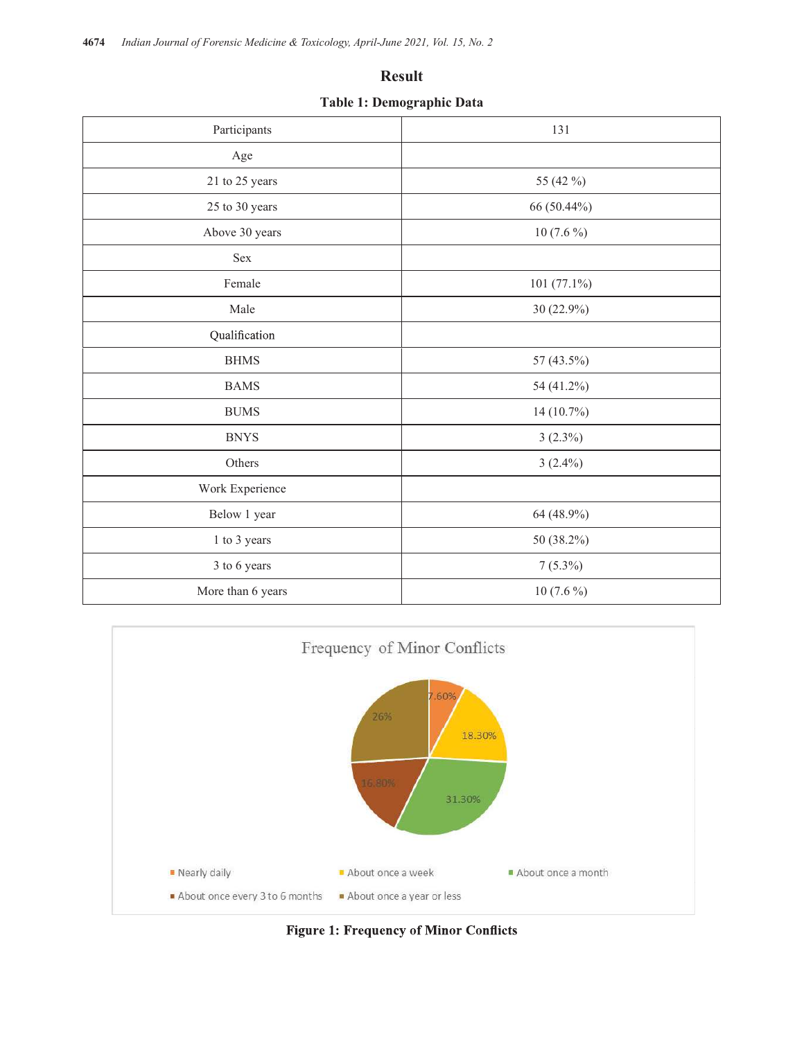## Result

**Table 1: Demographic Data**

| Participants | 131 |
|---|---|
| Age | |
| 21 to 25 years | 55 (42 %) |
| 25 to 30 years | 66 (50.44%) |
| Above 30 years | 10 (7.6 %) |
| Sex | |
| Female | 101 (77.1%) |
| Male | 30 (22.9%) |
| Qualification | |
| BHMS | 57 (43.5%) |
| BAMS | 54 (41.2%) |
| BUMS | 14 (10.7%) |
| BNYS | 3 (2.3%) |
| Others | 3 (2.4%) |
| Work Experience | |
| Below 1 year | 64 (48.9%) |
| 1 to 3 years | 50 (38.2%) |
| 3 to 6 years | 7 (5.3%) |
| More than 6 years | 10 (7.6 %) |

**Figure 1: Frequency of Minor Conflicts**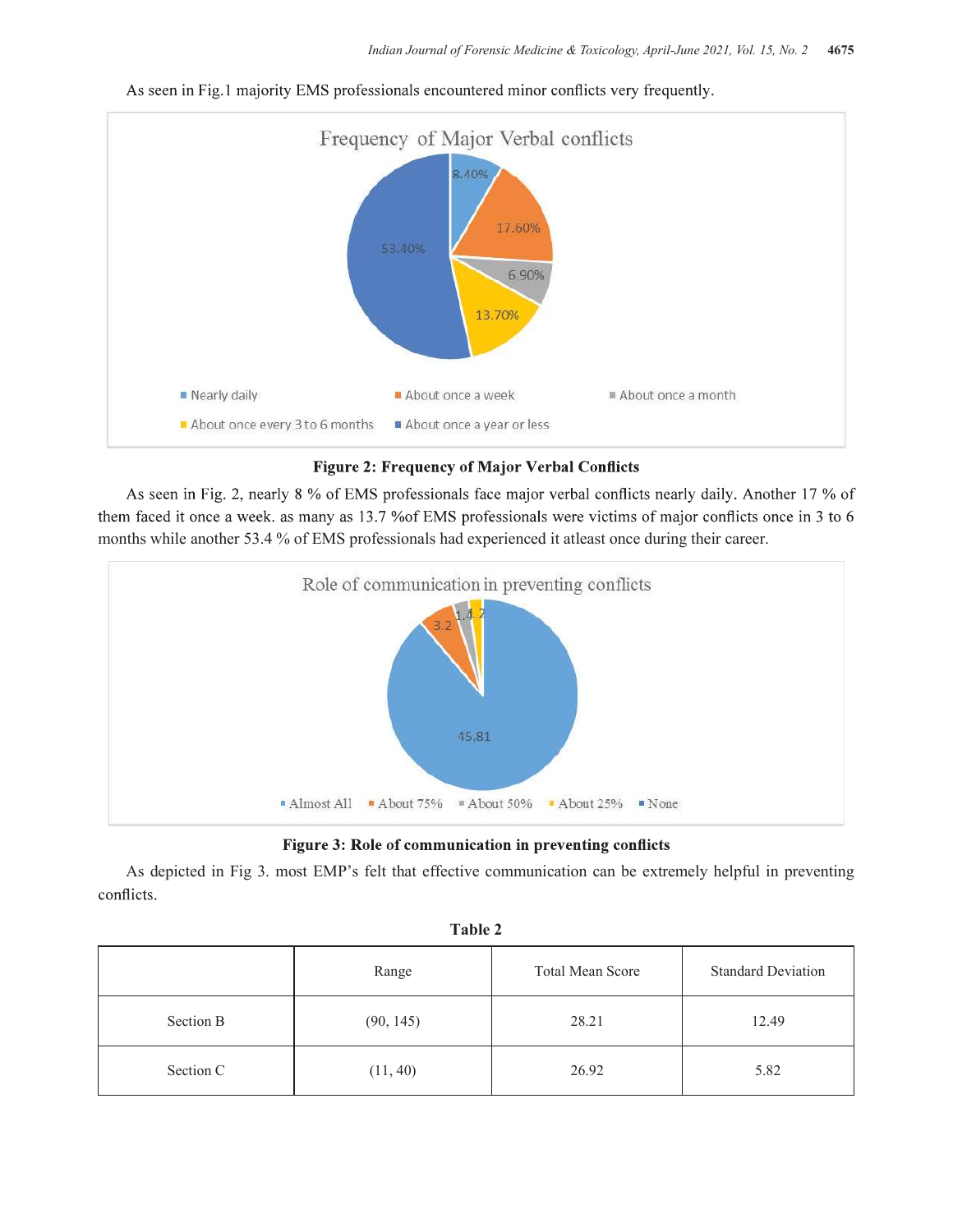As seen in Fig.1 majority EMS professionals encountered minor conflicts very frequently.

**Figure 2: Frequency of Major Verbal Conflicts**

As seen in Fig. 2, nearly 8 % of EMS professionals face major verbal conflicts nearly daily. Another 17 % of them faced it once a week. as many as 13.7 %of EMS professionals were victims of major conflicts once in 3 to 6 months while another 53.4 % of EMS professionals had experienced it atleast once during their career.

**Figure 3: Role of communication in preventing conflicts**

As depicted in Fig 3. most EMP's felt that effective communication can be extremely helpful in preventing conflicts.

**Table 2**

| | Range | Total Mean Score | Standard Deviation |
|---|---|---|---|
| Section B | (90, 145) | 28.21 | 12.49 |
| Section C | (11, 40) | 26.92 | 5.82 |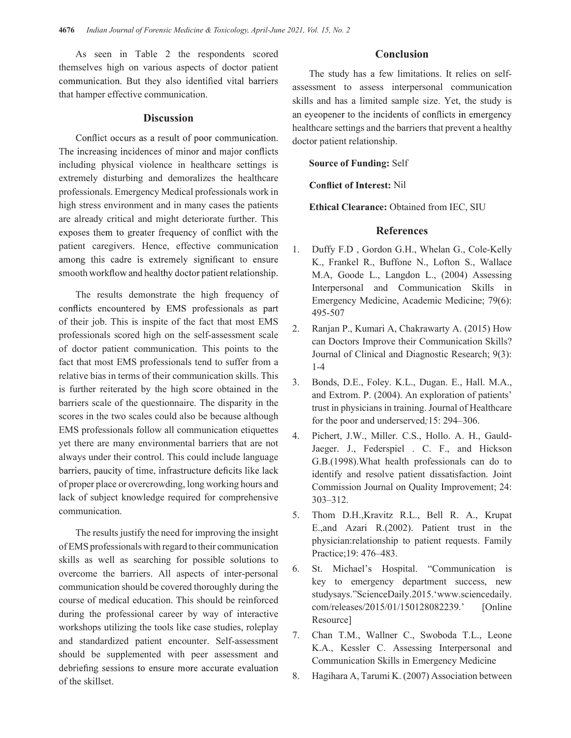As seen in Table 2 the respondents scored themselves high on various aspects of doctor patient communication. But they also identified vital barriers that hamper effective communication.

## Discussion

Conflict occurs as a result of poor communication. The increasing incidences of minor and major conflicts including physical violence in healthcare settings is extremely disturbing and demoralizes the healthcare professionals. Emergency Medical professionals work in high stress environment and in many cases the patients are already critical and might deteriorate further. This exposes them to greater frequency of conflict with the patient caregivers. Hence, effective communication among this cadre is extremely significant to ensure smooth workflow and healthy doctor patient relationship.

The results demonstrate the high frequency of conflicts encountered by EMS professionals as part of their job. This is inspite of the fact that most EMS professionals scored high on the self-assessment scale of doctor patient communication. This points to the fact that most EMS professionals tend to suffer from a relative bias in terms of their communication skills. This is further reiterated by the high score obtained in the barriers scale of the questionnaire. The disparity in the scores in the two scales could also be because although EMS professionals follow all communication etiquettes yet there are many environmental barriers that are not always under their control. This could include language barriers, paucity of time, infrastructure deficits like lack of proper place or overcrowding, long working hours and lack of subject knowledge required for comprehensive communication.

The results justify the need for improving the insight of EMS professionals with regard to their communication skills as well as searching for possible solutions to overcome the barriers. All aspects of inter-personal communication should be covered thoroughly during the course of medical education. This should be reinforced during the professional career by way of interactive workshops utilizing the tools like case studies, roleplay and standardized patient encounter. Self-assessment should be supplemented with peer assessment and debriefing sessions to ensure more accurate evaluation of the skillset.

## Conclusion

The study has a few limitations. It relies on self-assessment to assess interpersonal communication skills and has a limited sample size. Yet, the study is an eyeopener to the incidents of conflicts in emergency healthcare settings and the barriers that prevent a healthy doctor patient relationship.

**Source of Funding:** Self

**Conflict of Interest:** Nil

**Ethical Clearance:** Obtained from IEC, SIU

## References

1. Duffy F.D , Gordon G.H., Whelan G., Cole-Kelly K., Frankel R., Buffone N., Lofton S., Wallace M.A, Goode L., Langdon L., (2004) Assessing Interpersonal and Communication Skills in Emergency Medicine, Academic Medicine; 79(6): 495-507
2. Ranjan P., Kumari A, Chakrawarty A. (2015) How can Doctors Improve their Communication Skills? Journal of Clinical and Diagnostic Research; 9(3): 1-4
3. Bonds, D.E., Foley. K.L., Dugan. E., Hall. M.A., and Extrom. P. (2004). An exploration of patients' trust in physicians in training. Journal of Healthcare for the poor and underserved;15: 294–306.
4. Pichert, J.W., Miller. C.S., Hollo. A. H., Gauld-Jaeger. J., Federspiel . C. F., and Hickson G.B.(1998).What health professionals can do to identify and resolve patient dissatisfaction. Joint Commission Journal on Quality Improvement; 24: 303–312.
5. Thom D.H.,Kravitz R.L., Bell R. A., Krupat E.,and Azari R.(2002). Patient trust in the physician:relationship to patient requests. Family Practice;19: 476–483.
6. St. Michael's Hospital. "Communication is key to emergency department success, new studysays."ScienceDaily.2015.'www.sciencedaily.com/releases/2015/01/150128082239.' [Online Resource]
7. Chan T.M., Wallner C., Swoboda T.L., Leone K.A., Kessler C. Assessing Interpersonal and Communication Skills in Emergency Medicine
8. Hagihara A, Tarumi K. (2007) Association between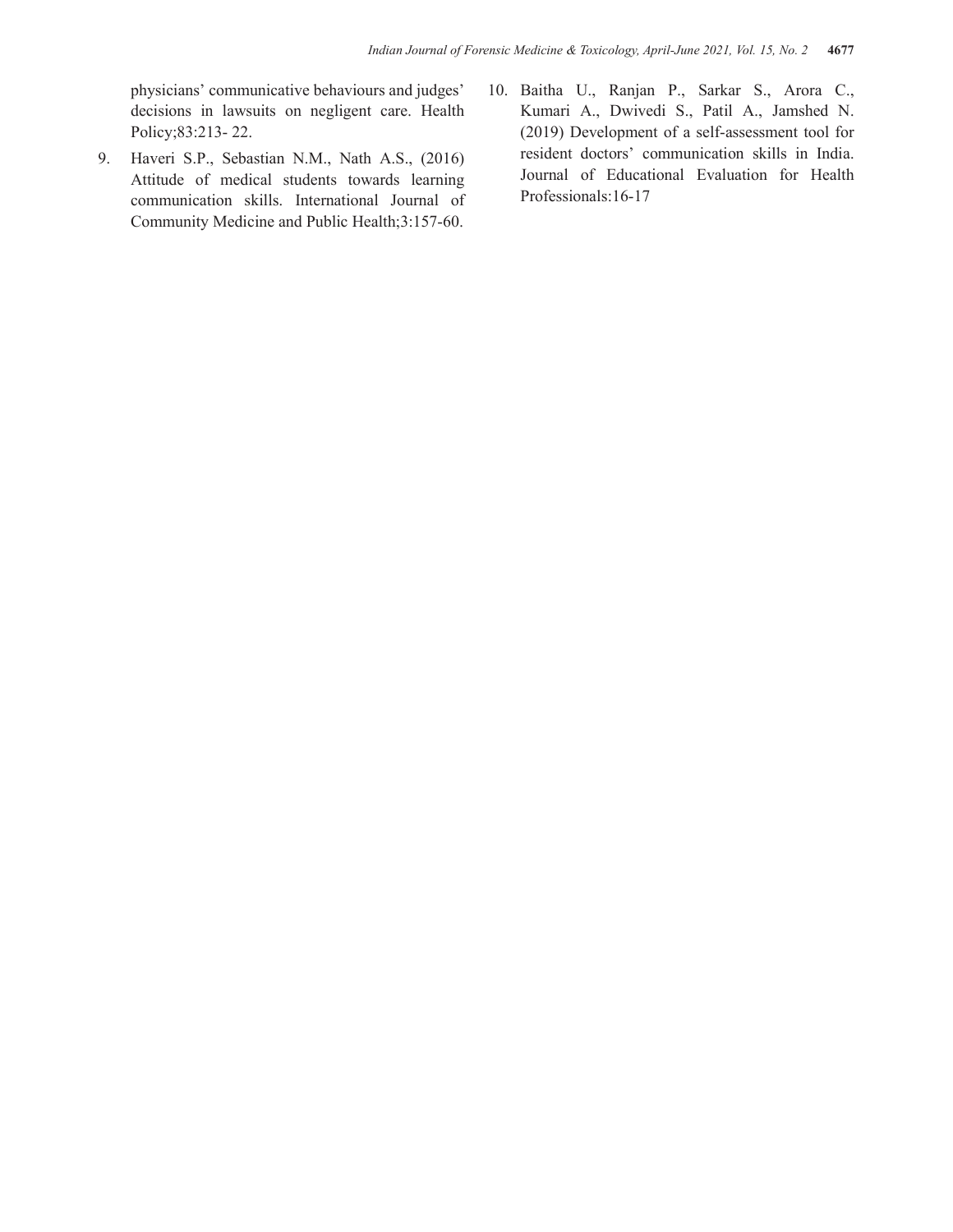physicians' communicative behaviours and judges' decisions in lawsuits on negligent care. Health Policy;83:213- 22.

9. Haveri S.P., Sebastian N.M., Nath A.S., (2016) Attitude of medical students towards learning communication skills. International Journal of Community Medicine and Public Health;3:157-60.

10. Baitha U., Ranjan P., Sarkar S., Arora C., Kumari A., Dwivedi S., Patil A., Jamshed N. (2019) Development of a self-assessment tool for resident doctors' communication skills in India. Journal of Educational Evaluation for Health Professionals:16-17